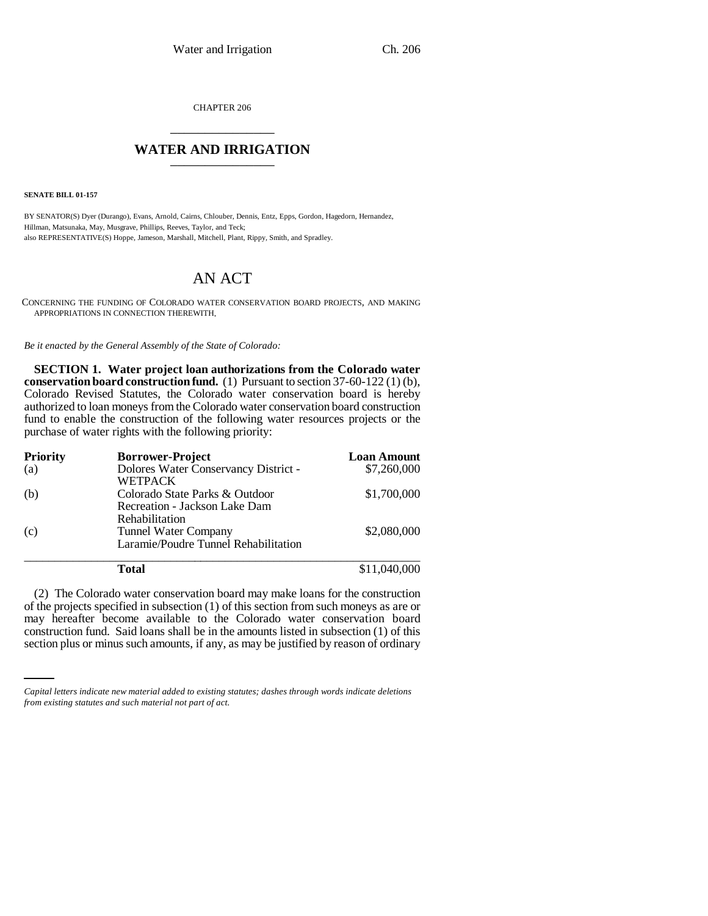CHAPTER 206

# WATER AND IRRIGATION

**SENATE BILL 01-157**

BY SENATOR(S) Dyer (Durango), Evans, Arnold, Cairns, Chlouber, Dennis, Entz, Epps, Gordon, Hagedorn, Hernandez, Hillman, Matsunaka, May, Musgrave, Phillips, Reeves, Taylor, and Teck;
also REPRESENTATIVE(S) Hoppe, Jameson, Marshall, Mitchell, Plant, Rippy, Smith, and Spradley.

## AN ACT

CONCERNING THE FUNDING OF COLORADO WATER CONSERVATION BOARD PROJECTS, AND MAKING APPROPRIATIONS IN CONNECTION THEREWITH.

*Be it enacted by the General Assembly of the State of Colorado:*

**SECTION 1. Water project loan authorizations from the Colorado water conservation board construction fund.** (1) Pursuant to section 37-60-122 (1) (b), Colorado Revised Statutes, the Colorado water conservation board is hereby authorized to loan moneys from the Colorado water conservation board construction fund to enable the construction of the following water resources projects or the purchase of water rights with the following priority:

| **Priority** | **Borrower-Project** | **Loan Amount** |
| --- | --- | --- |
| (a) | Dolores Water Conservancy District - WETPACK | $7,260,000 |
| (b) | Colorado State Parks & Outdoor Recreation - Jackson Lake Dam Rehabilitation | $1,700,000 |
| (c) | Tunnel Water Company Laramie/Poudre Tunnel Rehabilitation | $2,080,000 |
| | **Total** | $11,040,000 |

(2) The Colorado water conservation board may make loans for the construction of the projects specified in subsection (1) of this section from such moneys as are or may hereafter become available to the Colorado water conservation board construction fund. Said loans shall be in the amounts listed in subsection (1) of this section plus or minus such amounts, if any, as may be justified by reason of ordinary

*Capital letters indicate new material added to existing statutes; dashes through words indicate deletions from existing statutes and such material not part of act.*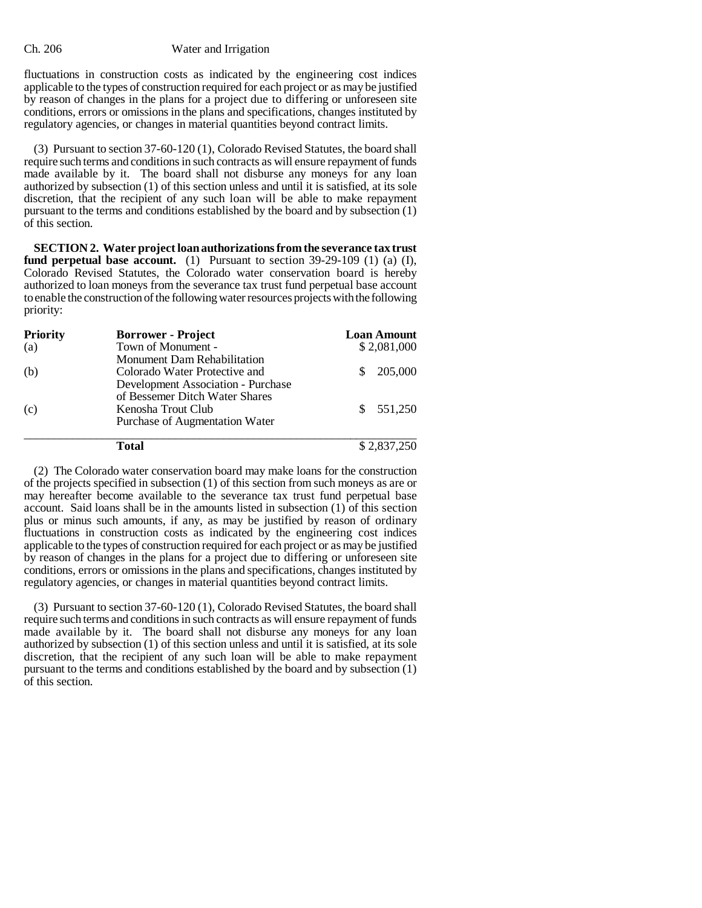fluctuations in construction costs as indicated by the engineering cost indices applicable to the types of construction required for each project or as may be justified by reason of changes in the plans for a project due to differing or unforeseen site conditions, errors or omissions in the plans and specifications, changes instituted by regulatory agencies, or changes in material quantities beyond contract limits.

(3) Pursuant to section 37-60-120 (1), Colorado Revised Statutes, the board shall require such terms and conditions in such contracts as will ensure repayment of funds made available by it. The board shall not disburse any moneys for any loan authorized by subsection (1) of this section unless and until it is satisfied, at its sole discretion, that the recipient of any such loan will be able to make repayment pursuant to the terms and conditions established by the board and by subsection (1) of this section.

**SECTION 2. Water project loan authorizations from the severance tax trust fund perpetual base account.** (1) Pursuant to section 39-29-109 (1) (a) (I), Colorado Revised Statutes, the Colorado water conservation board is hereby authorized to loan moneys from the severance tax trust fund perpetual base account to enable the construction of the following water resources projects with the following priority:

| Priority | Borrower - Project | Loan Amount |
|---|---|---|
| (a) | Town of Monument - Monument Dam Rehabilitation | $ 2,081,000 |
| (b) | Colorado Water Protective and Development Association - Purchase of Bessemer Ditch Water Shares | $ 205,000 |
| (c) | Kenosha Trout Club Purchase of Augmentation Water | $ 551,250 |
| | **Total** | $ 2,837,250 |

(2) The Colorado water conservation board may make loans for the construction of the projects specified in subsection (1) of this section from such moneys as are or may hereafter become available to the severance tax trust fund perpetual base account. Said loans shall be in the amounts listed in subsection (1) of this section plus or minus such amounts, if any, as may be justified by reason of ordinary fluctuations in construction costs as indicated by the engineering cost indices applicable to the types of construction required for each project or as may be justified by reason of changes in the plans for a project due to differing or unforeseen site conditions, errors or omissions in the plans and specifications, changes instituted by regulatory agencies, or changes in material quantities beyond contract limits.

(3) Pursuant to section 37-60-120 (1), Colorado Revised Statutes, the board shall require such terms and conditions in such contracts as will ensure repayment of funds made available by it. The board shall not disburse any moneys for any loan authorized by subsection (1) of this section unless and until it is satisfied, at its sole discretion, that the recipient of any such loan will be able to make repayment pursuant to the terms and conditions established by the board and by subsection (1) of this section.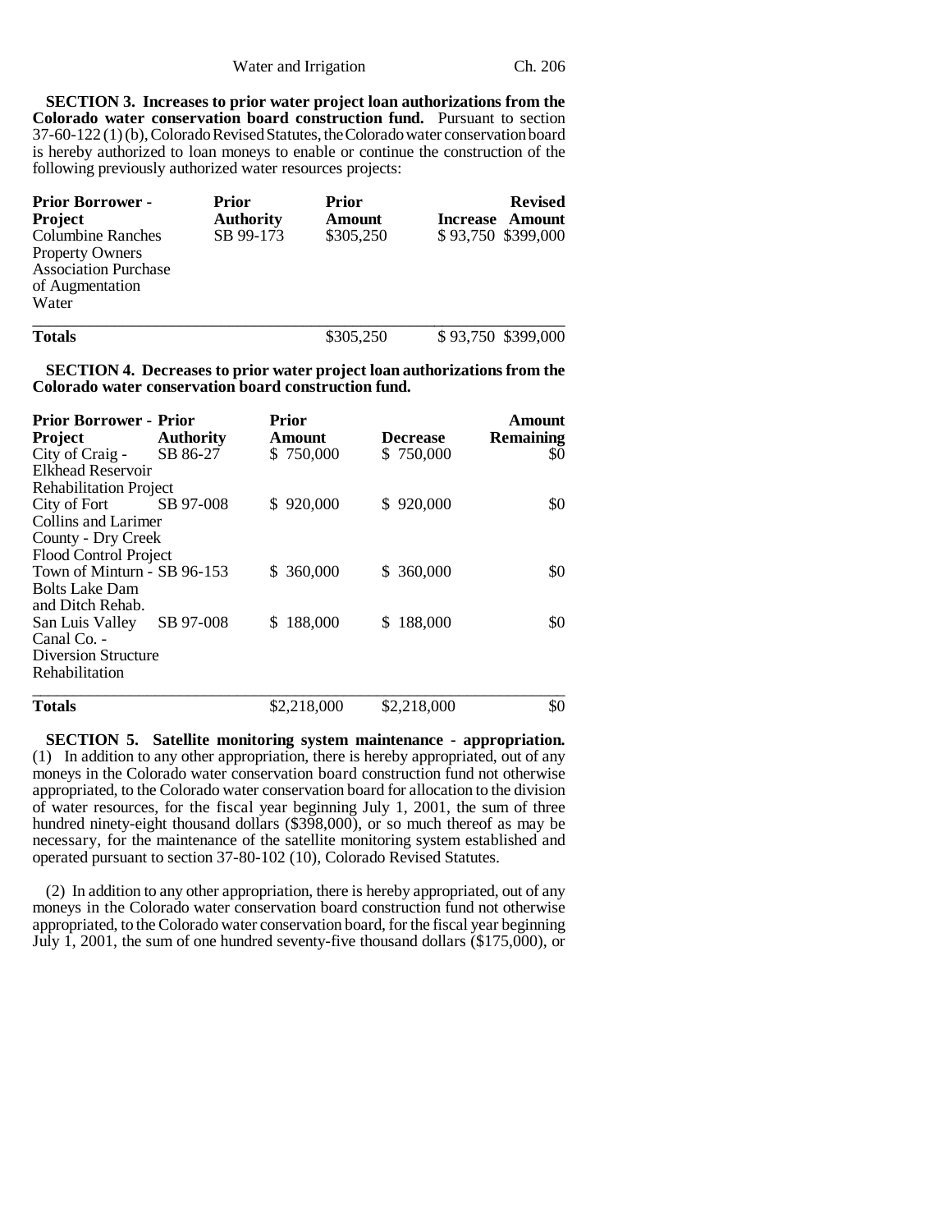**SECTION 3. Increases to prior water project loan authorizations from the Colorado water conservation board construction fund.** Pursuant to section 37-60-122 (1) (b), Colorado Revised Statutes, the Colorado water conservation board is hereby authorized to loan moneys to enable or continue the construction of the following previously authorized water resources projects:

| Prior Borrower - Project | Prior Authority | Prior Amount | Increase | Revised Amount |
|---|---|---|---|---|
| Columbine Ranches Property Owners Association Purchase of Augmentation Water | SB 99-173 | $305,250 | $ 93,750 | $399,000 |
| **Totals** | | $305,250 | $ 93,750 | $399,000 |

**SECTION 4. Decreases to prior water project loan authorizations from the Colorado water conservation board construction fund.**

| Prior Borrower - Project | Prior Authority | Prior Amount | Decrease | Amount Remaining |
|---|---|---|---|---|
| City of Craig - Elkhead Reservoir Rehabilitation Project | SB 86-27 | $ 750,000 | $ 750,000 | $0 |
| City of Fort Collins and Larimer County - Dry Creek Flood Control Project | SB 97-008 | $ 920,000 | $ 920,000 | $0 |
| Town of Minturn - Bolts Lake Dam and Ditch Rehab. | SB 96-153 | $ 360,000 | $ 360,000 | $0 |
| San Luis Valley Canal Co. - Diversion Structure Rehabilitation | SB 97-008 | $ 188,000 | $ 188,000 | $0 |
| **Totals** | | $2,218,000 | $2,218,000 | $0 |

**SECTION 5. Satellite monitoring system maintenance - appropriation.** (1) In addition to any other appropriation, there is hereby appropriated, out of any moneys in the Colorado water conservation board construction fund not otherwise appropriated, to the Colorado water conservation board for allocation to the division of water resources, for the fiscal year beginning July 1, 2001, the sum of three hundred ninety-eight thousand dollars ($398,000), or so much thereof as may be necessary, for the maintenance of the satellite monitoring system established and operated pursuant to section 37-80-102 (10), Colorado Revised Statutes.

(2) In addition to any other appropriation, there is hereby appropriated, out of any moneys in the Colorado water conservation board construction fund not otherwise appropriated, to the Colorado water conservation board, for the fiscal year beginning July 1, 2001, the sum of one hundred seventy-five thousand dollars ($175,000), or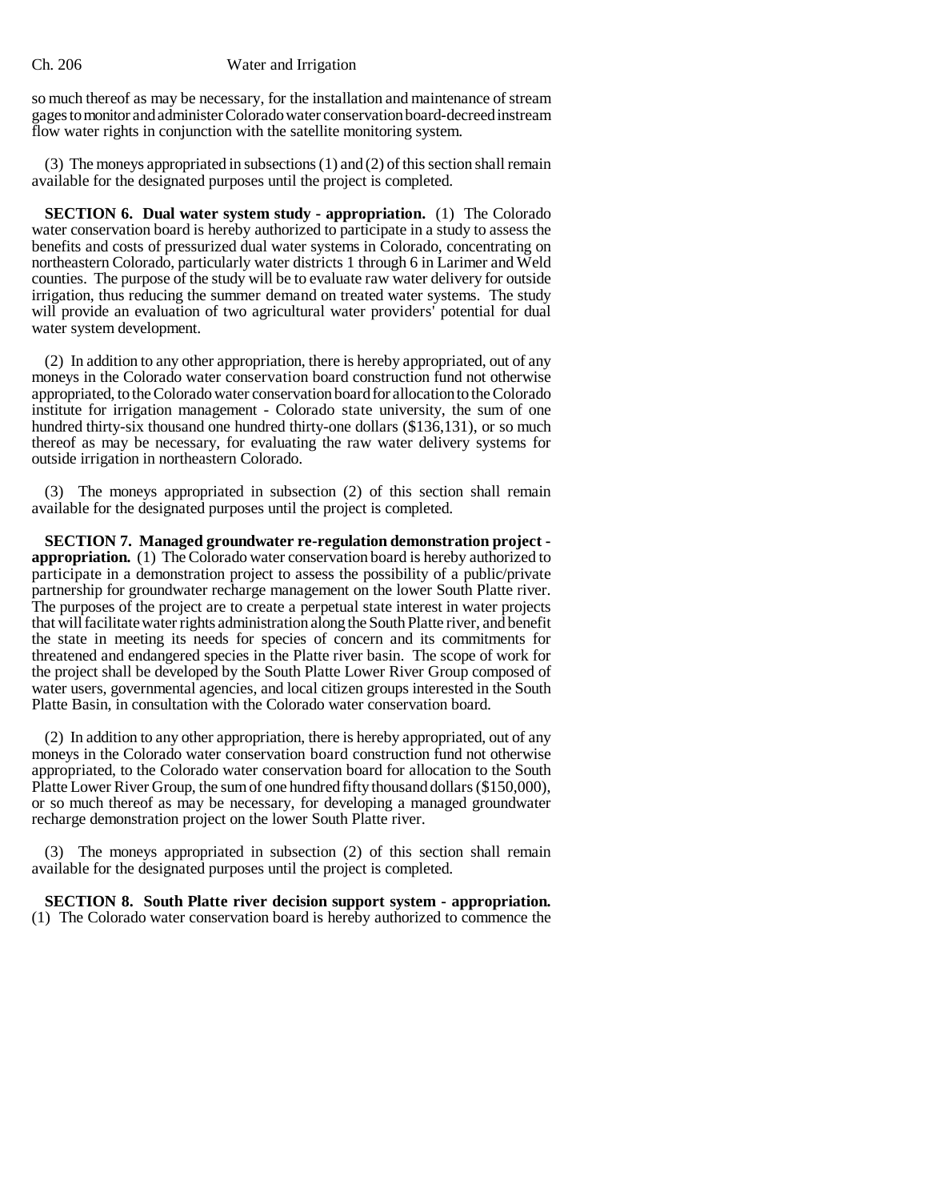so much thereof as may be necessary, for the installation and maintenance of stream gages to monitor and administer Colorado water conservation board-decreed instream flow water rights in conjunction with the satellite monitoring system.

(3) The moneys appropriated in subsections (1) and (2) of this section shall remain available for the designated purposes until the project is completed.

**SECTION 6. Dual water system study - appropriation.** (1) The Colorado water conservation board is hereby authorized to participate in a study to assess the benefits and costs of pressurized dual water systems in Colorado, concentrating on northeastern Colorado, particularly water districts 1 through 6 in Larimer and Weld counties. The purpose of the study will be to evaluate raw water delivery for outside irrigation, thus reducing the summer demand on treated water systems. The study will provide an evaluation of two agricultural water providers' potential for dual water system development.

(2) In addition to any other appropriation, there is hereby appropriated, out of any moneys in the Colorado water conservation board construction fund not otherwise appropriated, to the Colorado water conservation board for allocation to the Colorado institute for irrigation management - Colorado state university, the sum of one hundred thirty-six thousand one hundred thirty-one dollars ($136,131), or so much thereof as may be necessary, for evaluating the raw water delivery systems for outside irrigation in northeastern Colorado.

(3) The moneys appropriated in subsection (2) of this section shall remain available for the designated purposes until the project is completed.

**SECTION 7. Managed groundwater re-regulation demonstration project - appropriation.** (1) The Colorado water conservation board is hereby authorized to participate in a demonstration project to assess the possibility of a public/private partnership for groundwater recharge management on the lower South Platte river. The purposes of the project are to create a perpetual state interest in water projects that will facilitate water rights administration along the South Platte river, and benefit the state in meeting its needs for species of concern and its commitments for threatened and endangered species in the Platte river basin. The scope of work for the project shall be developed by the South Platte Lower River Group composed of water users, governmental agencies, and local citizen groups interested in the South Platte Basin, in consultation with the Colorado water conservation board.

(2) In addition to any other appropriation, there is hereby appropriated, out of any moneys in the Colorado water conservation board construction fund not otherwise appropriated, to the Colorado water conservation board for allocation to the South Platte Lower River Group, the sum of one hundred fifty thousand dollars ($150,000), or so much thereof as may be necessary, for developing a managed groundwater recharge demonstration project on the lower South Platte river.

(3) The moneys appropriated in subsection (2) of this section shall remain available for the designated purposes until the project is completed.

**SECTION 8. South Platte river decision support system - appropriation.** (1) The Colorado water conservation board is hereby authorized to commence the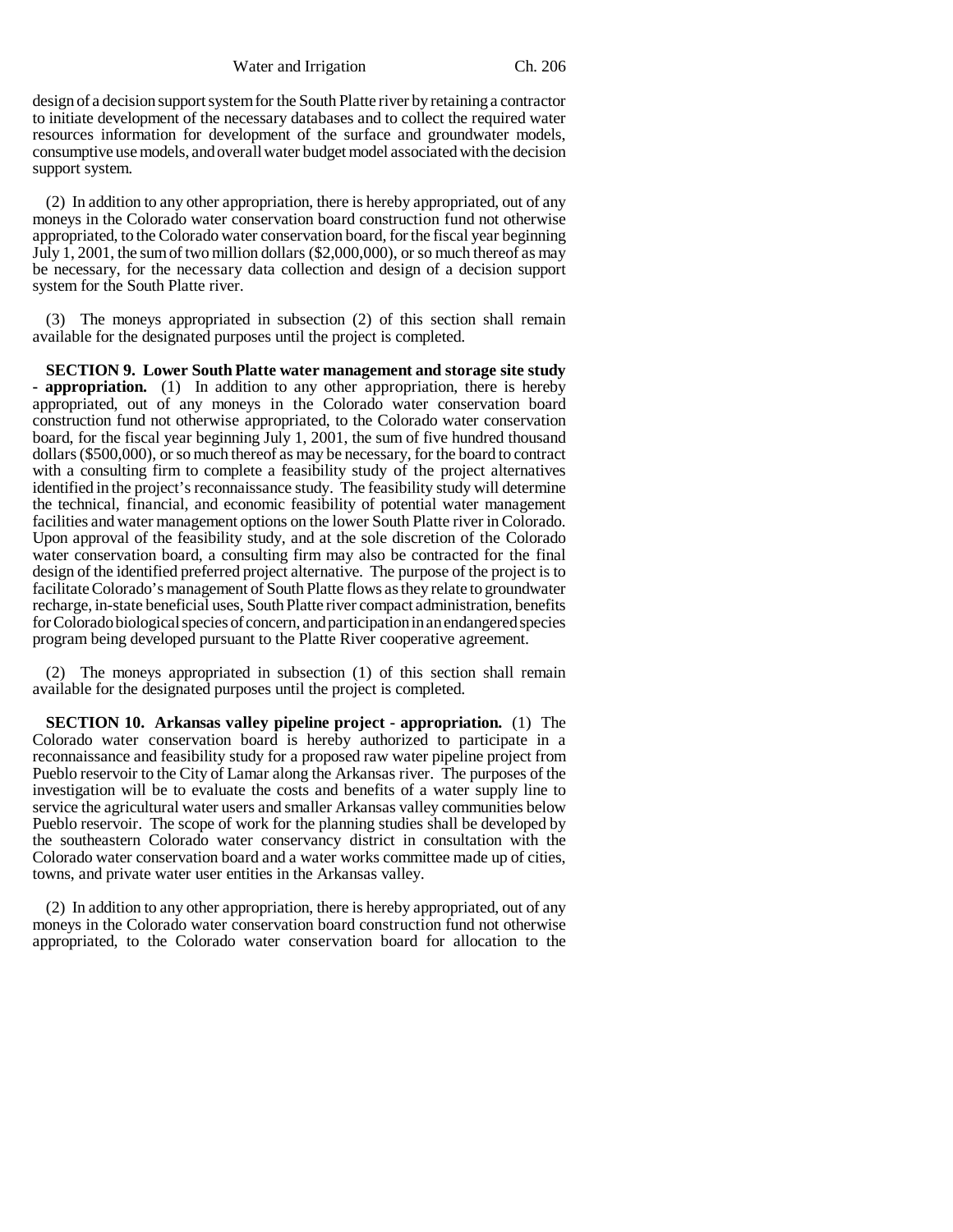design of a decision support system for the South Platte river by retaining a contractor to initiate development of the necessary databases and to collect the required water resources information for development of the surface and groundwater models, consumptive use models, and overall water budget model associated with the decision support system.

(2) In addition to any other appropriation, there is hereby appropriated, out of any moneys in the Colorado water conservation board construction fund not otherwise appropriated, to the Colorado water conservation board, for the fiscal year beginning July 1, 2001, the sum of two million dollars ($2,000,000), or so much thereof as may be necessary, for the necessary data collection and design of a decision support system for the South Platte river.

(3) The moneys appropriated in subsection (2) of this section shall remain available for the designated purposes until the project is completed.

**SECTION 9. Lower South Platte water management and storage site study - appropriation.** (1) In addition to any other appropriation, there is hereby appropriated, out of any moneys in the Colorado water conservation board construction fund not otherwise appropriated, to the Colorado water conservation board, for the fiscal year beginning July 1, 2001, the sum of five hundred thousand dollars ($500,000), or so much thereof as may be necessary, for the board to contract with a consulting firm to complete a feasibility study of the project alternatives identified in the project's reconnaissance study. The feasibility study will determine the technical, financial, and economic feasibility of potential water management facilities and water management options on the lower South Platte river in Colorado. Upon approval of the feasibility study, and at the sole discretion of the Colorado water conservation board, a consulting firm may also be contracted for the final design of the identified preferred project alternative. The purpose of the project is to facilitate Colorado's management of South Platte flows as they relate to groundwater recharge, in-state beneficial uses, South Platte river compact administration, benefits for Colorado biological species of concern, and participation in an endangered species program being developed pursuant to the Platte River cooperative agreement.

(2) The moneys appropriated in subsection (1) of this section shall remain available for the designated purposes until the project is completed.

**SECTION 10. Arkansas valley pipeline project - appropriation.** (1) The Colorado water conservation board is hereby authorized to participate in a reconnaissance and feasibility study for a proposed raw water pipeline project from Pueblo reservoir to the City of Lamar along the Arkansas river. The purposes of the investigation will be to evaluate the costs and benefits of a water supply line to service the agricultural water users and smaller Arkansas valley communities below Pueblo reservoir. The scope of work for the planning studies shall be developed by the southeastern Colorado water conservancy district in consultation with the Colorado water conservation board and a water works committee made up of cities, towns, and private water user entities in the Arkansas valley.

(2) In addition to any other appropriation, there is hereby appropriated, out of any moneys in the Colorado water conservation board construction fund not otherwise appropriated, to the Colorado water conservation board for allocation to the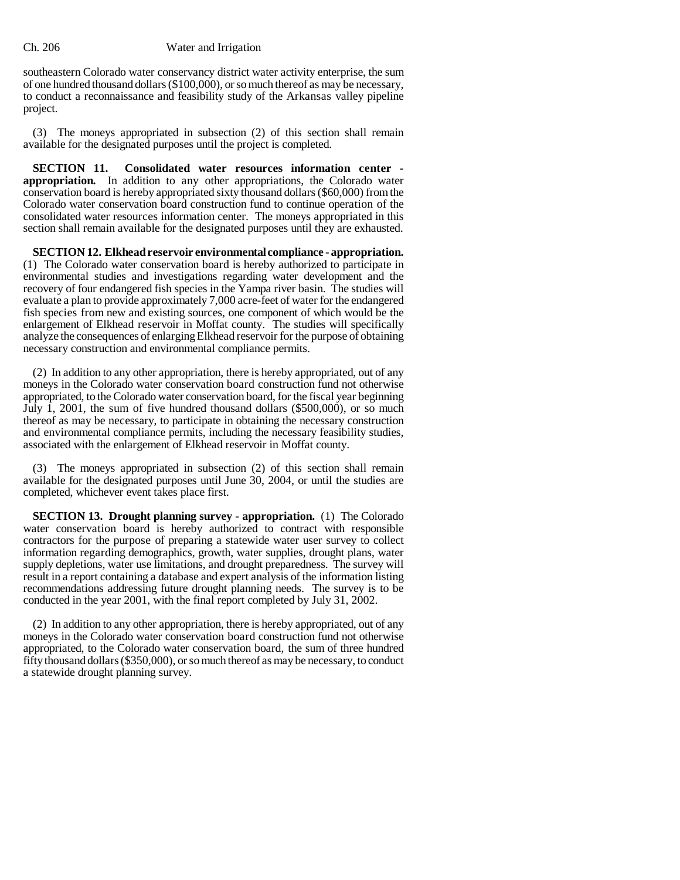southeastern Colorado water conservancy district water activity enterprise, the sum of one hundred thousand dollars ($100,000), or so much thereof as may be necessary, to conduct a reconnaissance and feasibility study of the Arkansas valley pipeline project.

(3) The moneys appropriated in subsection (2) of this section shall remain available for the designated purposes until the project is completed.

**SECTION 11. Consolidated water resources information center - appropriation.** In addition to any other appropriations, the Colorado water conservation board is hereby appropriated sixty thousand dollars ($60,000) from the Colorado water conservation board construction fund to continue operation of the consolidated water resources information center. The moneys appropriated in this section shall remain available for the designated purposes until they are exhausted.

**SECTION 12. Elkhead reservoir environmental compliance - appropriation.** (1) The Colorado water conservation board is hereby authorized to participate in environmental studies and investigations regarding water development and the recovery of four endangered fish species in the Yampa river basin. The studies will evaluate a plan to provide approximately 7,000 acre-feet of water for the endangered fish species from new and existing sources, one component of which would be the enlargement of Elkhead reservoir in Moffat county. The studies will specifically analyze the consequences of enlarging Elkhead reservoir for the purpose of obtaining necessary construction and environmental compliance permits.

(2) In addition to any other appropriation, there is hereby appropriated, out of any moneys in the Colorado water conservation board construction fund not otherwise appropriated, to the Colorado water conservation board, for the fiscal year beginning July 1, 2001, the sum of five hundred thousand dollars ($500,000), or so much thereof as may be necessary, to participate in obtaining the necessary construction and environmental compliance permits, including the necessary feasibility studies, associated with the enlargement of Elkhead reservoir in Moffat county.

(3) The moneys appropriated in subsection (2) of this section shall remain available for the designated purposes until June 30, 2004, or until the studies are completed, whichever event takes place first.

**SECTION 13. Drought planning survey - appropriation.** (1) The Colorado water conservation board is hereby authorized to contract with responsible contractors for the purpose of preparing a statewide water user survey to collect information regarding demographics, growth, water supplies, drought plans, water supply depletions, water use limitations, and drought preparedness. The survey will result in a report containing a database and expert analysis of the information listing recommendations addressing future drought planning needs. The survey is to be conducted in the year 2001, with the final report completed by July 31, 2002.

(2) In addition to any other appropriation, there is hereby appropriated, out of any moneys in the Colorado water conservation board construction fund not otherwise appropriated, to the Colorado water conservation board, the sum of three hundred fifty thousand dollars ($350,000), or so much thereof as may be necessary, to conduct a statewide drought planning survey.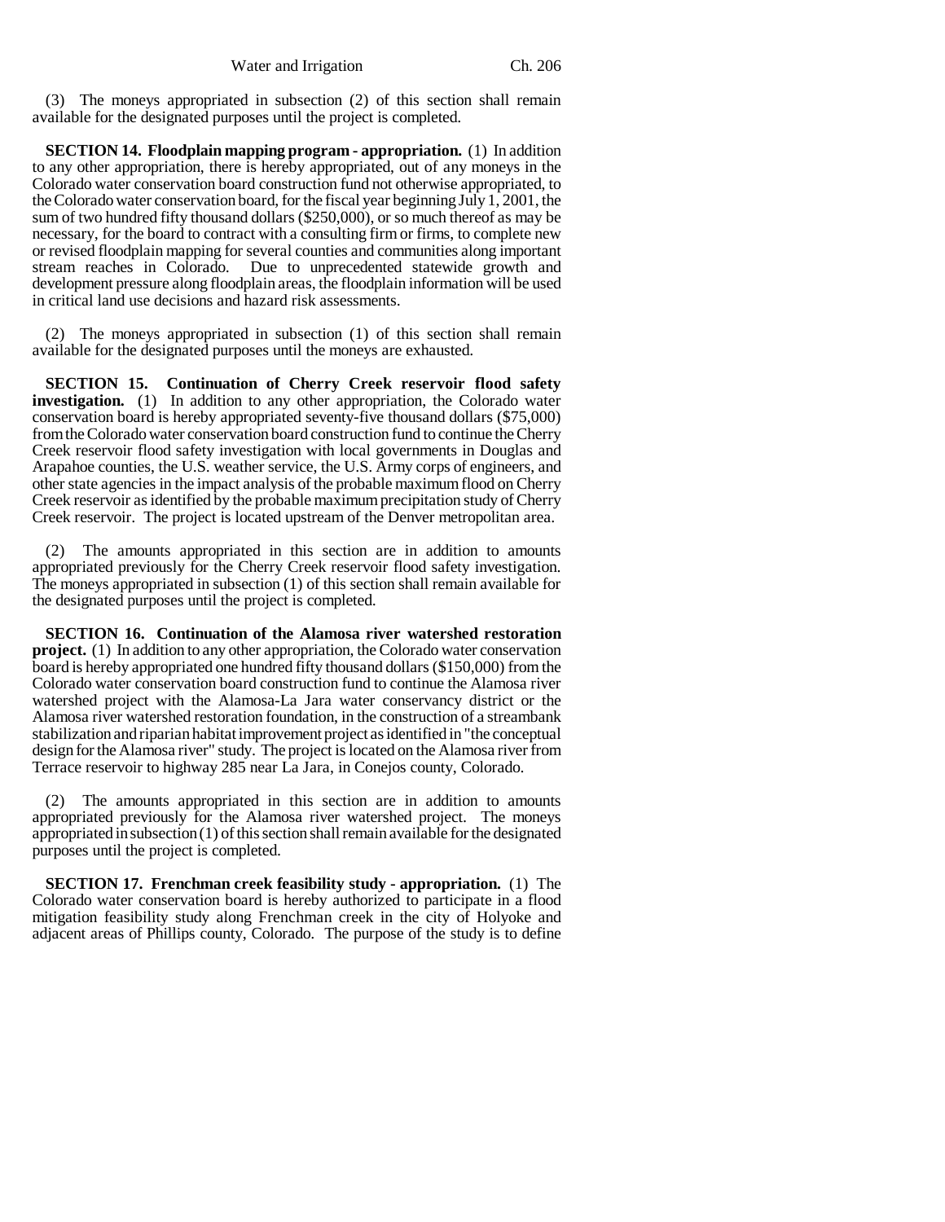(3) The moneys appropriated in subsection (2) of this section shall remain available for the designated purposes until the project is completed.

**SECTION 14. Floodplain mapping program - appropriation.** (1) In addition to any other appropriation, there is hereby appropriated, out of any moneys in the Colorado water conservation board construction fund not otherwise appropriated, to the Colorado water conservation board, for the fiscal year beginning July 1, 2001, the sum of two hundred fifty thousand dollars ($250,000), or so much thereof as may be necessary, for the board to contract with a consulting firm or firms, to complete new or revised floodplain mapping for several counties and communities along important stream reaches in Colorado. Due to unprecedented statewide growth and development pressure along floodplain areas, the floodplain information will be used in critical land use decisions and hazard risk assessments.

(2) The moneys appropriated in subsection (1) of this section shall remain available for the designated purposes until the moneys are exhausted.

**SECTION 15. Continuation of Cherry Creek reservoir flood safety investigation.** (1) In addition to any other appropriation, the Colorado water conservation board is hereby appropriated seventy-five thousand dollars ($75,000) from the Colorado water conservation board construction fund to continue the Cherry Creek reservoir flood safety investigation with local governments in Douglas and Arapahoe counties, the U.S. weather service, the U.S. Army corps of engineers, and other state agencies in the impact analysis of the probable maximum flood on Cherry Creek reservoir as identified by the probable maximum precipitation study of Cherry Creek reservoir. The project is located upstream of the Denver metropolitan area.

(2) The amounts appropriated in this section are in addition to amounts appropriated previously for the Cherry Creek reservoir flood safety investigation. The moneys appropriated in subsection (1) of this section shall remain available for the designated purposes until the project is completed.

**SECTION 16. Continuation of the Alamosa river watershed restoration project.** (1) In addition to any other appropriation, the Colorado water conservation board is hereby appropriated one hundred fifty thousand dollars ($150,000) from the Colorado water conservation board construction fund to continue the Alamosa river watershed project with the Alamosa-La Jara water conservancy district or the Alamosa river watershed restoration foundation, in the construction of a streambank stabilization and riparian habitat improvement project as identified in "the conceptual design for the Alamosa river" study. The project is located on the Alamosa river from Terrace reservoir to highway 285 near La Jara, in Conejos county, Colorado.

(2) The amounts appropriated in this section are in addition to amounts appropriated previously for the Alamosa river watershed project. The moneys appropriated in subsection (1) of this section shall remain available for the designated purposes until the project is completed.

**SECTION 17. Frenchman creek feasibility study - appropriation.** (1) The Colorado water conservation board is hereby authorized to participate in a flood mitigation feasibility study along Frenchman creek in the city of Holyoke and adjacent areas of Phillips county, Colorado. The purpose of the study is to define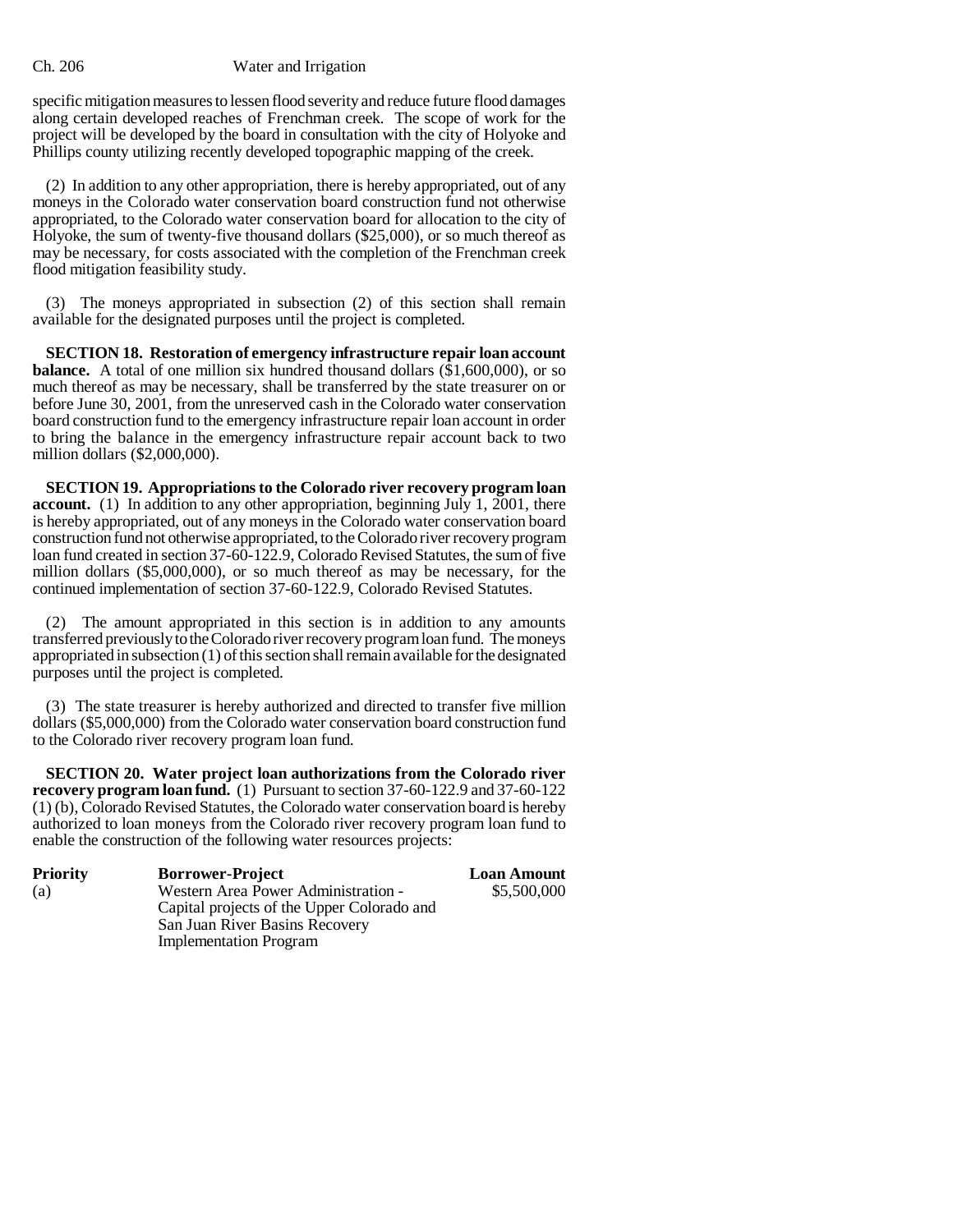specific mitigation measures to lessen flood severity and reduce future flood damages along certain developed reaches of Frenchman creek. The scope of work for the project will be developed by the board in consultation with the city of Holyoke and Phillips county utilizing recently developed topographic mapping of the creek.

(2) In addition to any other appropriation, there is hereby appropriated, out of any moneys in the Colorado water conservation board construction fund not otherwise appropriated, to the Colorado water conservation board for allocation to the city of Holyoke, the sum of twenty-five thousand dollars ($25,000), or so much thereof as may be necessary, for costs associated with the completion of the Frenchman creek flood mitigation feasibility study.

(3) The moneys appropriated in subsection (2) of this section shall remain available for the designated purposes until the project is completed.

**SECTION 18. Restoration of emergency infrastructure repair loan account balance.** A total of one million six hundred thousand dollars ($1,600,000), or so much thereof as may be necessary, shall be transferred by the state treasurer on or before June 30, 2001, from the unreserved cash in the Colorado water conservation board construction fund to the emergency infrastructure repair loan account in order to bring the balance in the emergency infrastructure repair account back to two million dollars ($2,000,000).

**SECTION 19. Appropriations to the Colorado river recovery program loan account.** (1) In addition to any other appropriation, beginning July 1, 2001, there is hereby appropriated, out of any moneys in the Colorado water conservation board construction fund not otherwise appropriated, to the Colorado river recovery program loan fund created in section 37-60-122.9, Colorado Revised Statutes, the sum of five million dollars ($5,000,000), or so much thereof as may be necessary, for the continued implementation of section 37-60-122.9, Colorado Revised Statutes.

(2) The amount appropriated in this section is in addition to any amounts transferred previously to the Colorado river recovery program loan fund. The moneys appropriated in subsection (1) of this section shall remain available for the designated purposes until the project is completed.

(3) The state treasurer is hereby authorized and directed to transfer five million dollars ($5,000,000) from the Colorado water conservation board construction fund to the Colorado river recovery program loan fund.

**SECTION 20. Water project loan authorizations from the Colorado river recovery program loan fund.** (1) Pursuant to section 37-60-122.9 and 37-60-122 (1) (b), Colorado Revised Statutes, the Colorado water conservation board is hereby authorized to loan moneys from the Colorado river recovery program loan fund to enable the construction of the following water resources projects:

| Priority | Borrower-Project | Loan Amount |
|---|---|---|
| (a) | Western Area Power Administration - Capital projects of the Upper Colorado and San Juan River Basins Recovery Implementation Program | $5,500,000 |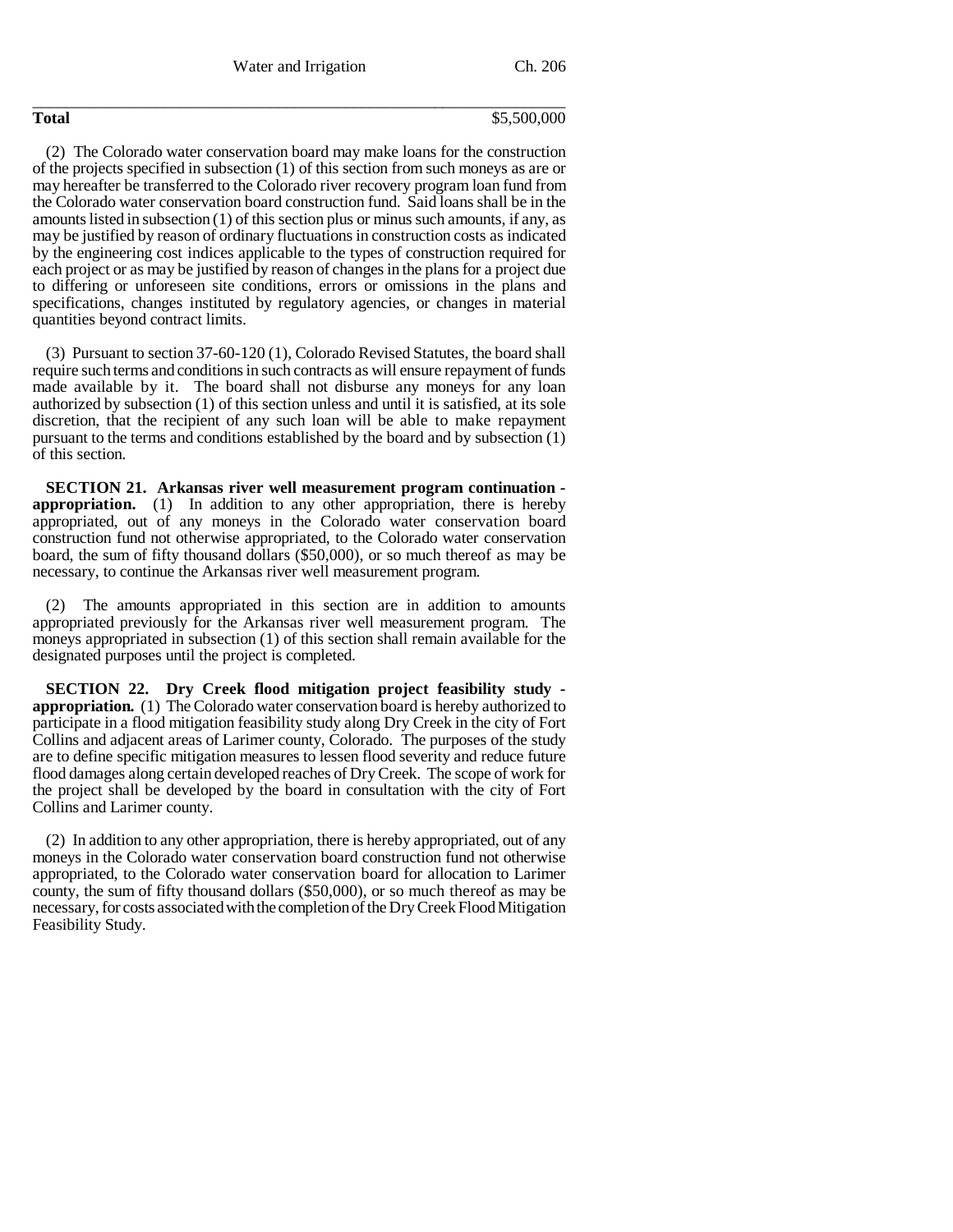| | |
|---|---|
| **Total** | $5,500,000 |

(2) The Colorado water conservation board may make loans for the construction of the projects specified in subsection (1) of this section from such moneys as are or may hereafter be transferred to the Colorado river recovery program loan fund from the Colorado water conservation board construction fund. Said loans shall be in the amounts listed in subsection (1) of this section plus or minus such amounts, if any, as may be justified by reason of ordinary fluctuations in construction costs as indicated by the engineering cost indices applicable to the types of construction required for each project or as may be justified by reason of changes in the plans for a project due to differing or unforeseen site conditions, errors or omissions in the plans and specifications, changes instituted by regulatory agencies, or changes in material quantities beyond contract limits.

(3) Pursuant to section 37-60-120 (1), Colorado Revised Statutes, the board shall require such terms and conditions in such contracts as will ensure repayment of funds made available by it. The board shall not disburse any moneys for any loan authorized by subsection (1) of this section unless and until it is satisfied, at its sole discretion, that the recipient of any such loan will be able to make repayment pursuant to the terms and conditions established by the board and by subsection (1) of this section.

**SECTION 21. Arkansas river well measurement program continuation - appropriation.** (1) In addition to any other appropriation, there is hereby appropriated, out of any moneys in the Colorado water conservation board construction fund not otherwise appropriated, to the Colorado water conservation board, the sum of fifty thousand dollars ($50,000), or so much thereof as may be necessary, to continue the Arkansas river well measurement program.

(2) The amounts appropriated in this section are in addition to amounts appropriated previously for the Arkansas river well measurement program. The moneys appropriated in subsection (1) of this section shall remain available for the designated purposes until the project is completed.

**SECTION 22. Dry Creek flood mitigation project feasibility study - appropriation.** (1) The Colorado water conservation board is hereby authorized to participate in a flood mitigation feasibility study along Dry Creek in the city of Fort Collins and adjacent areas of Larimer county, Colorado. The purposes of the study are to define specific mitigation measures to lessen flood severity and reduce future flood damages along certain developed reaches of Dry Creek. The scope of work for the project shall be developed by the board in consultation with the city of Fort Collins and Larimer county.

(2) In addition to any other appropriation, there is hereby appropriated, out of any moneys in the Colorado water conservation board construction fund not otherwise appropriated, to the Colorado water conservation board for allocation to Larimer county, the sum of fifty thousand dollars ($50,000), or so much thereof as may be necessary, for costs associated with the completion of the Dry Creek Flood Mitigation Feasibility Study.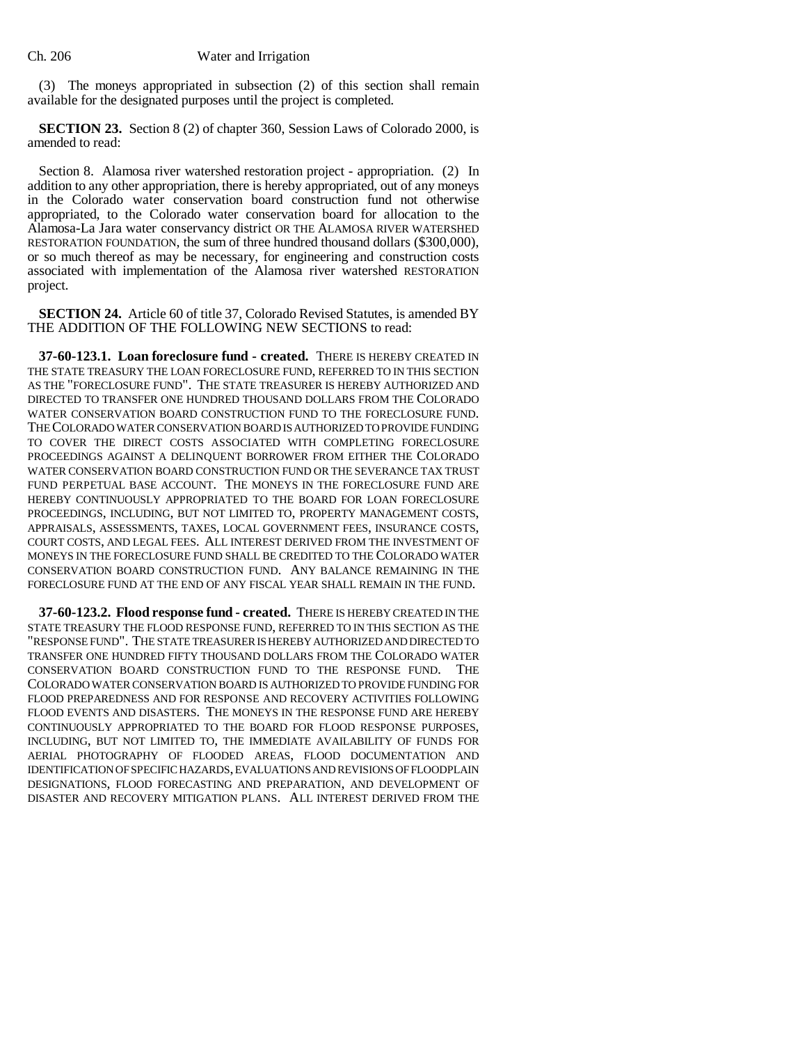(3) The moneys appropriated in subsection (2) of this section shall remain available for the designated purposes until the project is completed.

**SECTION 23.** Section 8 (2) of chapter 360, Session Laws of Colorado 2000, is amended to read:

Section 8. Alamosa river watershed restoration project - appropriation. (2) In addition to any other appropriation, there is hereby appropriated, out of any moneys in the Colorado water conservation board construction fund not otherwise appropriated, to the Colorado water conservation board for allocation to the Alamosa-La Jara water conservancy district OR THE ALAMOSA RIVER WATERSHED RESTORATION FOUNDATION, the sum of three hundred thousand dollars ($300,000), or so much thereof as may be necessary, for engineering and construction costs associated with implementation of the Alamosa river watershed RESTORATION project.

**SECTION 24.** Article 60 of title 37, Colorado Revised Statutes, is amended BY THE ADDITION OF THE FOLLOWING NEW SECTIONS to read:

**37-60-123.1. Loan foreclosure fund - created.** THERE IS HEREBY CREATED IN THE STATE TREASURY THE LOAN FORECLOSURE FUND, REFERRED TO IN THIS SECTION AS THE "FORECLOSURE FUND". THE STATE TREASURER IS HEREBY AUTHORIZED AND DIRECTED TO TRANSFER ONE HUNDRED THOUSAND DOLLARS FROM THE COLORADO WATER CONSERVATION BOARD CONSTRUCTION FUND TO THE FORECLOSURE FUND. THE COLORADO WATER CONSERVATION BOARD IS AUTHORIZED TO PROVIDE FUNDING TO COVER THE DIRECT COSTS ASSOCIATED WITH COMPLETING FORECLOSURE PROCEEDINGS AGAINST A DELINQUENT BORROWER FROM EITHER THE COLORADO WATER CONSERVATION BOARD CONSTRUCTION FUND OR THE SEVERANCE TAX TRUST FUND PERPETUAL BASE ACCOUNT. THE MONEYS IN THE FORECLOSURE FUND ARE HEREBY CONTINUOUSLY APPROPRIATED TO THE BOARD FOR LOAN FORECLOSURE PROCEEDINGS, INCLUDING, BUT NOT LIMITED TO, PROPERTY MANAGEMENT COSTS, APPRAISALS, ASSESSMENTS, TAXES, LOCAL GOVERNMENT FEES, INSURANCE COSTS, COURT COSTS, AND LEGAL FEES. ALL INTEREST DERIVED FROM THE INVESTMENT OF MONEYS IN THE FORECLOSURE FUND SHALL BE CREDITED TO THE COLORADO WATER CONSERVATION BOARD CONSTRUCTION FUND. ANY BALANCE REMAINING IN THE FORECLOSURE FUND AT THE END OF ANY FISCAL YEAR SHALL REMAIN IN THE FUND.

**37-60-123.2. Flood response fund - created.** THERE IS HEREBY CREATED IN THE STATE TREASURY THE FLOOD RESPONSE FUND, REFERRED TO IN THIS SECTION AS THE "RESPONSE FUND". THE STATE TREASURER IS HEREBY AUTHORIZED AND DIRECTED TO TRANSFER ONE HUNDRED FIFTY THOUSAND DOLLARS FROM THE COLORADO WATER CONSERVATION BOARD CONSTRUCTION FUND TO THE RESPONSE FUND. THE COLORADO WATER CONSERVATION BOARD IS AUTHORIZED TO PROVIDE FUNDING FOR FLOOD PREPAREDNESS AND FOR RESPONSE AND RECOVERY ACTIVITIES FOLLOWING FLOOD EVENTS AND DISASTERS. THE MONEYS IN THE RESPONSE FUND ARE HEREBY CONTINUOUSLY APPROPRIATED TO THE BOARD FOR FLOOD RESPONSE PURPOSES, INCLUDING, BUT NOT LIMITED TO, THE IMMEDIATE AVAILABILITY OF FUNDS FOR AERIAL PHOTOGRAPHY OF FLOODED AREAS, FLOOD DOCUMENTATION AND IDENTIFICATION OF SPECIFIC HAZARDS, EVALUATIONS AND REVISIONS OF FLOODPLAIN DESIGNATIONS, FLOOD FORECASTING AND PREPARATION, AND DEVELOPMENT OF DISASTER AND RECOVERY MITIGATION PLANS. ALL INTEREST DERIVED FROM THE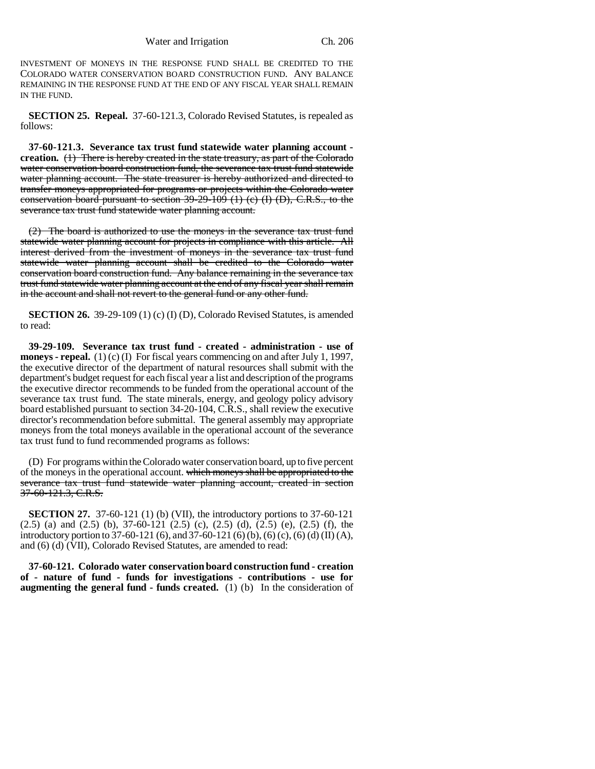INVESTMENT OF MONEYS IN THE RESPONSE FUND SHALL BE CREDITED TO THE COLORADO WATER CONSERVATION BOARD CONSTRUCTION FUND. ANY BALANCE REMAINING IN THE RESPONSE FUND AT THE END OF ANY FISCAL YEAR SHALL REMAIN IN THE FUND.

**SECTION 25. Repeal.** 37-60-121.3, Colorado Revised Statutes, is repealed as follows:

**37-60-121.3. Severance tax trust fund statewide water planning account - creation.** ~~(1) There is hereby created in the state treasury, as part of the Colorado water conservation board construction fund, the severance tax trust fund statewide water planning account. The state treasurer is hereby authorized and directed to transfer moneys appropriated for programs or projects within the Colorado water conservation board pursuant to section 39-29-109 (1) (c) (I) (D), C.R.S., to the severance tax trust fund statewide water planning account.~~

~~(2) The board is authorized to use the moneys in the severance tax trust fund statewide water planning account for projects in compliance with this article. All interest derived from the investment of moneys in the severance tax trust fund statewide water planning account shall be credited to the Colorado water conservation board construction fund. Any balance remaining in the severance tax trust fund statewide water planning account at the end of any fiscal year shall remain in the account and shall not revert to the general fund or any other fund.~~

**SECTION 26.** 39-29-109 (1) (c) (I) (D), Colorado Revised Statutes, is amended to read:

**39-29-109. Severance tax trust fund - created - administration - use of moneys - repeal.** (1) (c) (I) For fiscal years commencing on and after July 1, 1997, the executive director of the department of natural resources shall submit with the department's budget request for each fiscal year a list and description of the programs the executive director recommends to be funded from the operational account of the severance tax trust fund. The state minerals, energy, and geology policy advisory board established pursuant to section 34-20-104, C.R.S., shall review the executive director's recommendation before submittal. The general assembly may appropriate moneys from the total moneys available in the operational account of the severance tax trust fund to fund recommended programs as follows:

(D) For programs within the Colorado water conservation board, up to five percent of the moneys in the operational account. ~~which moneys shall be appropriated to the severance tax trust fund statewide water planning account, created in section 37-60-121.3, C.R.S.~~

**SECTION 27.** 37-60-121 (1) (b) (VII), the introductory portions to 37-60-121 (2.5) (a) and (2.5) (b), 37-60-121 (2.5) (c), (2.5) (d), (2.5) (e), (2.5) (f), the introductory portion to 37-60-121 (6), and 37-60-121 (6) (b), (6) (c), (6) (d) (II) (A), and (6) (d) (VII), Colorado Revised Statutes, are amended to read:

**37-60-121. Colorado water conservation board construction fund - creation of - nature of fund - funds for investigations - contributions - use for augmenting the general fund - funds created.** (1) (b) In the consideration of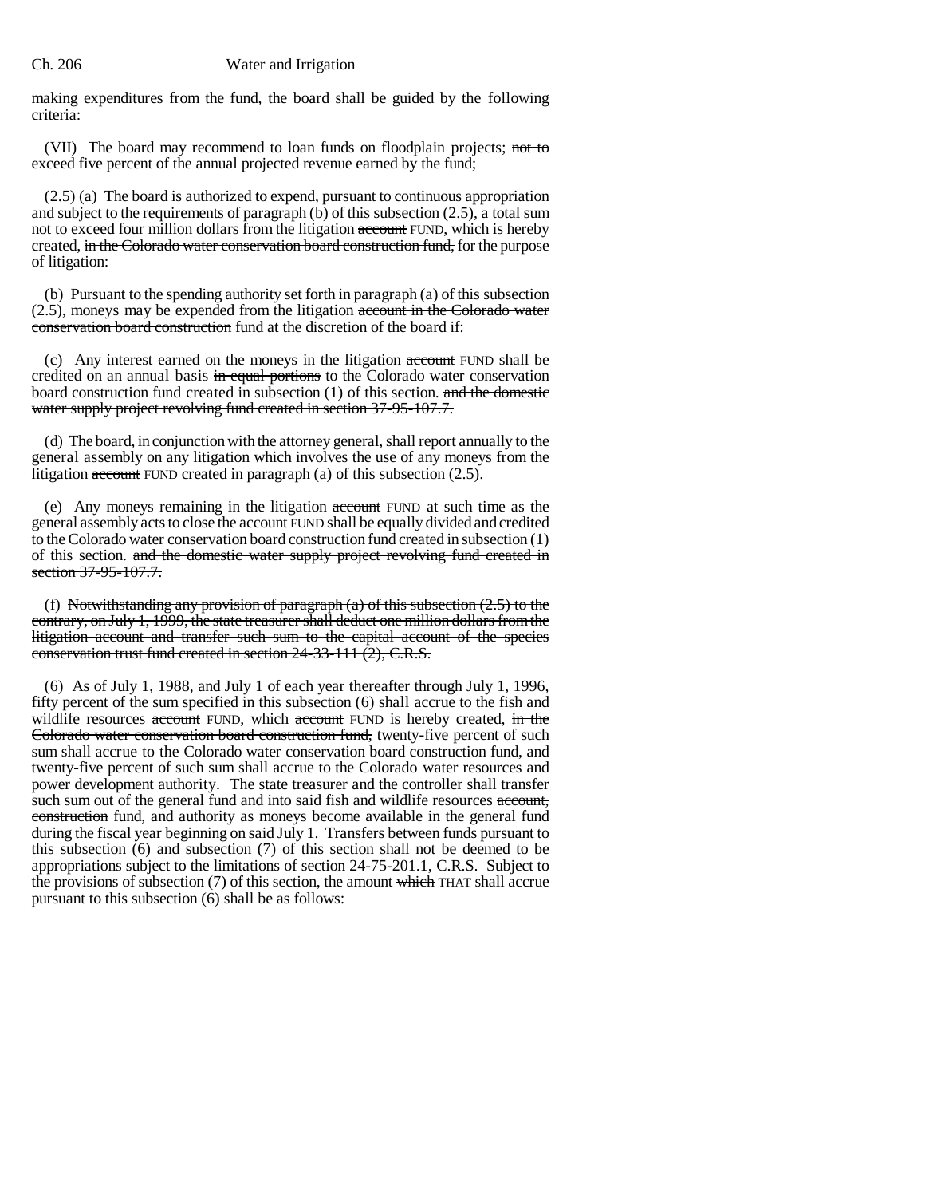making expenditures from the fund, the board shall be guided by the following criteria:

(VII) The board may recommend to loan funds on floodplain projects; ~~not to exceed five percent of the annual projected revenue earned by the fund;~~

(2.5) (a) The board is authorized to expend, pursuant to continuous appropriation and subject to the requirements of paragraph (b) of this subsection (2.5), a total sum not to exceed four million dollars from the litigation ~~account~~ FUND, which is hereby created, ~~in the Colorado water conservation board construction fund,~~ for the purpose of litigation:

(b) Pursuant to the spending authority set forth in paragraph (a) of this subsection (2.5), moneys may be expended from the litigation ~~account in the Colorado water conservation board construction~~ fund at the discretion of the board if:

(c) Any interest earned on the moneys in the litigation ~~account~~ FUND shall be credited on an annual basis ~~in equal portions~~ to the Colorado water conservation board construction fund created in subsection (1) of this section. ~~and the domestic water supply project revolving fund created in section 37-95-107.7.~~

(d) The board, in conjunction with the attorney general, shall report annually to the general assembly on any litigation which involves the use of any moneys from the litigation ~~account~~ FUND created in paragraph (a) of this subsection (2.5).

(e) Any moneys remaining in the litigation ~~account~~ FUND at such time as the general assembly acts to close the ~~account~~ FUND shall be ~~equally divided and~~ credited to the Colorado water conservation board construction fund created in subsection (1) of this section. ~~and the domestic water supply project revolving fund created in section 37-95-107.7.~~

(f) ~~Notwithstanding any provision of paragraph (a) of this subsection (2.5) to the contrary, on July 1, 1999, the state treasurer shall deduct one million dollars from the litigation account and transfer such sum to the capital account of the species conservation trust fund created in section 24-33-111 (2), C.R.S.~~

(6) As of July 1, 1988, and July 1 of each year thereafter through July 1, 1996, fifty percent of the sum specified in this subsection (6) shall accrue to the fish and wildlife resources ~~account~~ FUND, which ~~account~~ FUND is hereby created, ~~in the Colorado water conservation board construction fund,~~ twenty-five percent of such sum shall accrue to the Colorado water conservation board construction fund, and twenty-five percent of such sum shall accrue to the Colorado water resources and power development authority. The state treasurer and the controller shall transfer such sum out of the general fund and into said fish and wildlife resources ~~account, construction~~ fund, and authority as moneys become available in the general fund during the fiscal year beginning on said July 1. Transfers between funds pursuant to this subsection (6) and subsection (7) of this section shall not be deemed to be appropriations subject to the limitations of section 24-75-201.1, C.R.S. Subject to the provisions of subsection (7) of this section, the amount ~~which~~ THAT shall accrue pursuant to this subsection (6) shall be as follows: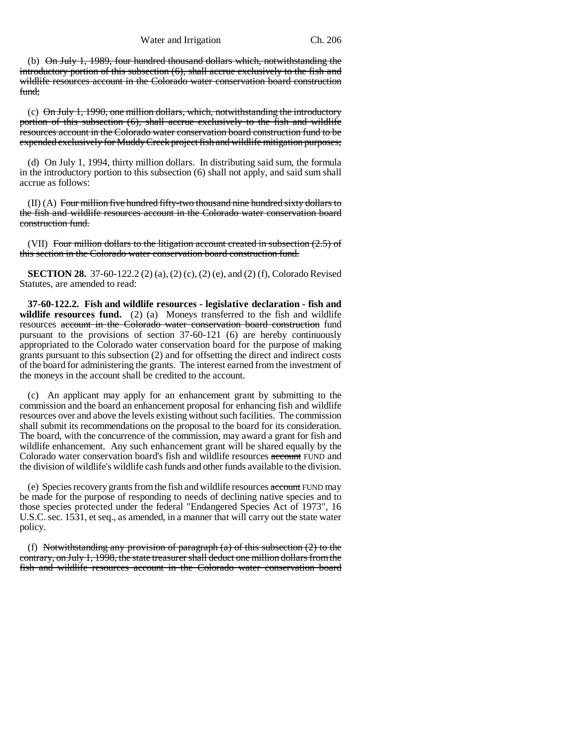(b) ~~On July 1, 1989, four hundred thousand dollars which, notwithstanding the introductory portion of this subsection (6), shall accrue exclusively to the fish and wildlife resources account in the Colorado water conservation board construction fund;~~

(c) ~~On July 1, 1990, one million dollars, which, notwithstanding the introductory portion of this subsection (6), shall accrue exclusively to the fish and wildlife resources account in the Colorado water conservation board construction fund to be expended exclusively for Muddy Creek project fish and wildlife mitigation purposes;~~

(d) On July 1, 1994, thirty million dollars. In distributing said sum, the formula in the introductory portion to this subsection (6) shall not apply, and said sum shall accrue as follows:

(II) (A) ~~Four million five hundred fifty-two thousand nine hundred sixty dollars to the fish and wildlife resources account in the Colorado water conservation board construction fund.~~

(VII) ~~Four million dollars to the litigation account created in subsection (2.5) of this section in the Colorado water conservation board construction fund.~~

**SECTION 28.** 37-60-122.2 (2) (a), (2) (c), (2) (e), and (2) (f), Colorado Revised Statutes, are amended to read:

**37-60-122.2. Fish and wildlife resources - legislative declaration - fish and wildlife resources fund.** (2) (a) Moneys transferred to the fish and wildlife resources ~~account in the Colorado water conservation board construction~~ fund pursuant to the provisions of section 37-60-121 (6) are hereby continuously appropriated to the Colorado water conservation board for the purpose of making grants pursuant to this subsection (2) and for offsetting the direct and indirect costs of the board for administering the grants. The interest earned from the investment of the moneys in the account shall be credited to the account.

(c) An applicant may apply for an enhancement grant by submitting to the commission and the board an enhancement proposal for enhancing fish and wildlife resources over and above the levels existing without such facilities. The commission shall submit its recommendations on the proposal to the board for its consideration. The board, with the concurrence of the commission, may award a grant for fish and wildlife enhancement. Any such enhancement grant will be shared equally by the Colorado water conservation board's fish and wildlife resources ~~account~~ FUND and the division of wildlife's wildlife cash funds and other funds available to the division.

(e) Species recovery grants from the fish and wildlife resources ~~account~~ FUND may be made for the purpose of responding to needs of declining native species and to those species protected under the federal "Endangered Species Act of 1973", 16 U.S.C. sec. 1531, et seq., as amended, in a manner that will carry out the state water policy.

(f) ~~Notwithstanding any provision of paragraph (a) of this subsection (2) to the contrary, on July 1, 1998, the state treasurer shall deduct one million dollars from the fish and wildlife resources account in the Colorado water conservation board~~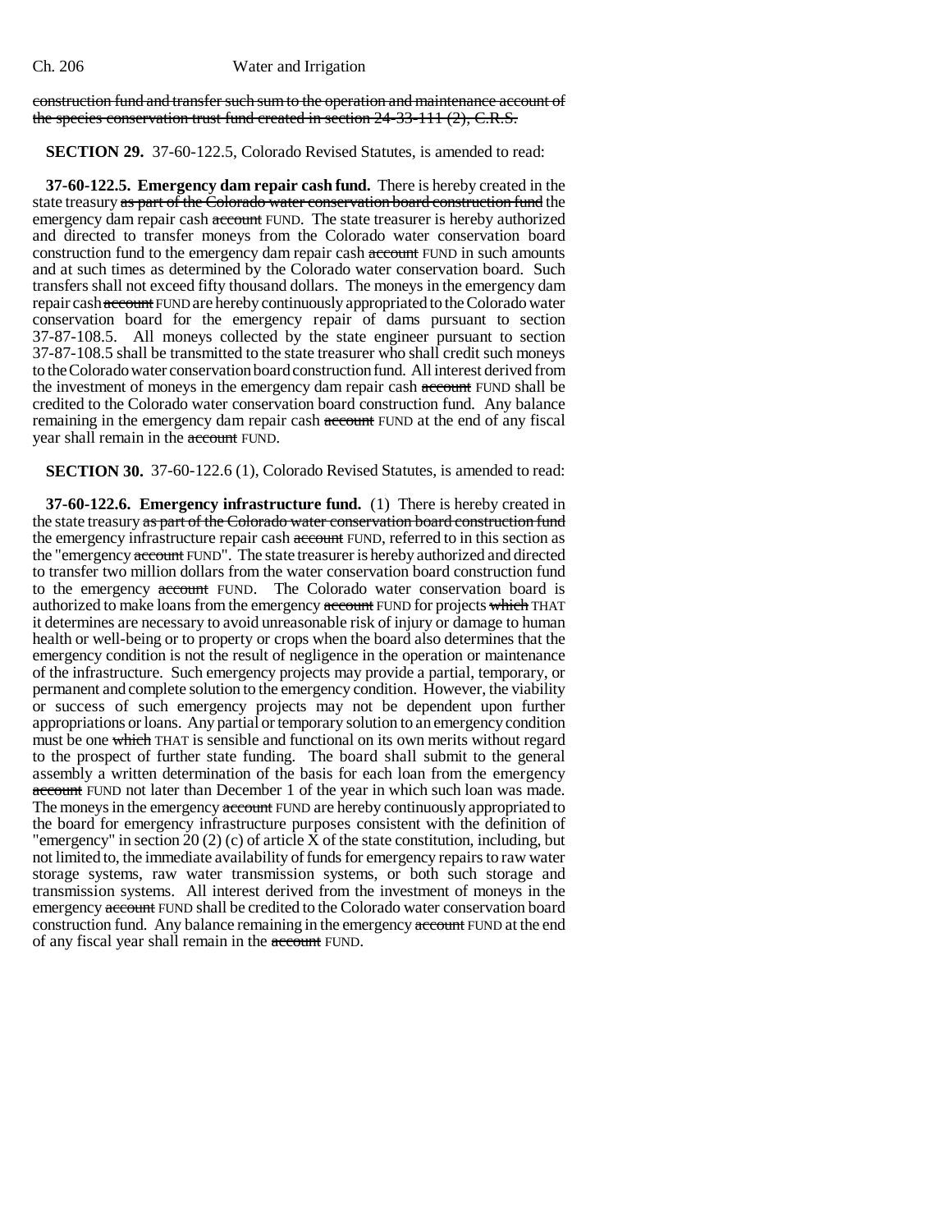~~construction fund and transfer such sum to the operation and maintenance account of the species conservation trust fund created in section 24-33-111 (2), C.R.S.~~

**SECTION 29.** 37-60-122.5, Colorado Revised Statutes, is amended to read:

**37-60-122.5. Emergency dam repair cash fund.** There is hereby created in the state treasury ~~as part of the Colorado water conservation board construction fund~~ the emergency dam repair cash ~~account~~ FUND. The state treasurer is hereby authorized and directed to transfer moneys from the Colorado water conservation board construction fund to the emergency dam repair cash ~~account~~ FUND in such amounts and at such times as determined by the Colorado water conservation board. Such transfers shall not exceed fifty thousand dollars. The moneys in the emergency dam repair cash ~~account~~ FUND are hereby continuously appropriated to the Colorado water conservation board for the emergency repair of dams pursuant to section 37-87-108.5. All moneys collected by the state engineer pursuant to section 37-87-108.5 shall be transmitted to the state treasurer who shall credit such moneys to the Colorado water conservation board construction fund. All interest derived from the investment of moneys in the emergency dam repair cash ~~account~~ FUND shall be credited to the Colorado water conservation board construction fund. Any balance remaining in the emergency dam repair cash ~~account~~ FUND at the end of any fiscal year shall remain in the ~~account~~ FUND.

**SECTION 30.** 37-60-122.6 (1), Colorado Revised Statutes, is amended to read:

**37-60-122.6. Emergency infrastructure fund.** (1) There is hereby created in the state treasury ~~as part of the Colorado water conservation board construction fund~~ the emergency infrastructure repair cash ~~account~~ FUND, referred to in this section as the "emergency ~~account~~ FUND". The state treasurer is hereby authorized and directed to transfer two million dollars from the water conservation board construction fund to the emergency ~~account~~ FUND. The Colorado water conservation board is authorized to make loans from the emergency ~~account~~ FUND for projects ~~which~~ THAT it determines are necessary to avoid unreasonable risk of injury or damage to human health or well-being or to property or crops when the board also determines that the emergency condition is not the result of negligence in the operation or maintenance of the infrastructure. Such emergency projects may provide a partial, temporary, or permanent and complete solution to the emergency condition. However, the viability or success of such emergency projects may not be dependent upon further appropriations or loans. Any partial or temporary solution to an emergency condition must be one ~~which~~ THAT is sensible and functional on its own merits without regard to the prospect of further state funding. The board shall submit to the general assembly a written determination of the basis for each loan from the emergency ~~account~~ FUND not later than December 1 of the year in which such loan was made. The moneys in the emergency ~~account~~ FUND are hereby continuously appropriated to the board for emergency infrastructure purposes consistent with the definition of "emergency" in section 20 (2) (c) of article X of the state constitution, including, but not limited to, the immediate availability of funds for emergency repairs to raw water storage systems, raw water transmission systems, or both such storage and transmission systems. All interest derived from the investment of moneys in the emergency ~~account~~ FUND shall be credited to the Colorado water conservation board construction fund. Any balance remaining in the emergency ~~account~~ FUND at the end of any fiscal year shall remain in the ~~account~~ FUND.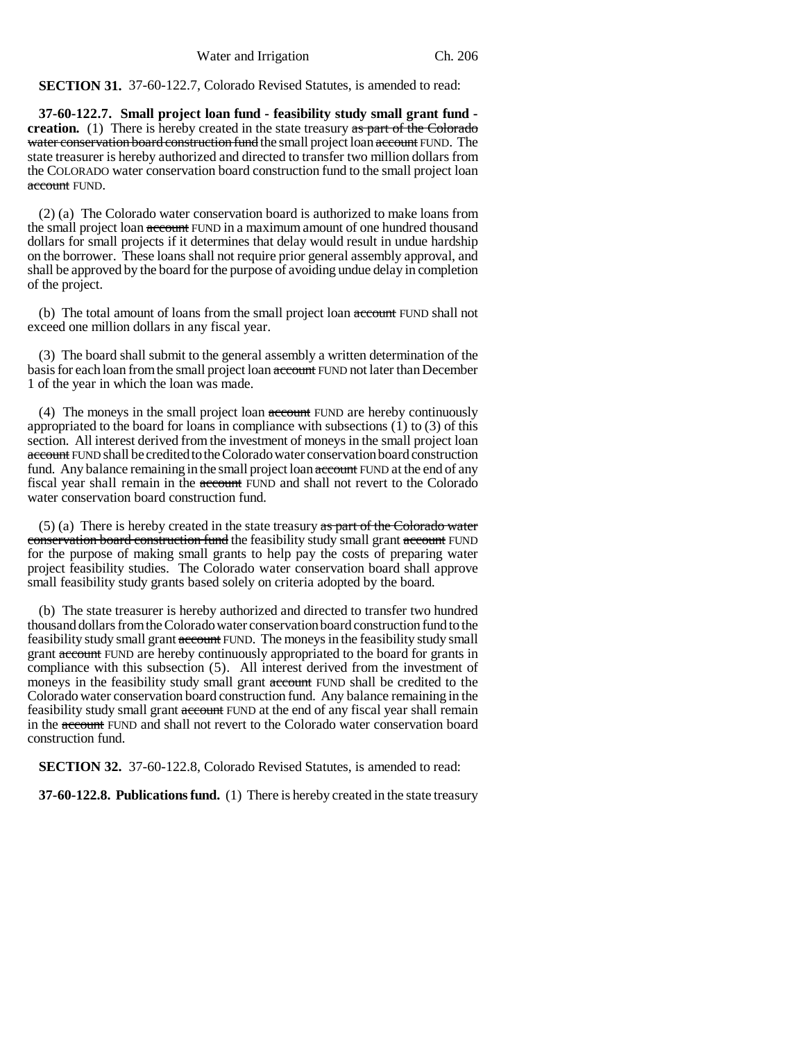**SECTION 31.** 37-60-122.7, Colorado Revised Statutes, is amended to read:

**37-60-122.7. Small project loan fund - feasibility study small grant fund - creation.** (1) There is hereby created in the state treasury ~~as part of the Colorado water conservation board construction fund~~ the small project loan ~~account~~ FUND. The state treasurer is hereby authorized and directed to transfer two million dollars from the COLORADO water conservation board construction fund to the small project loan ~~account~~ FUND.

(2) (a) The Colorado water conservation board is authorized to make loans from the small project loan ~~account~~ FUND in a maximum amount of one hundred thousand dollars for small projects if it determines that delay would result in undue hardship on the borrower. These loans shall not require prior general assembly approval, and shall be approved by the board for the purpose of avoiding undue delay in completion of the project.

(b) The total amount of loans from the small project loan ~~account~~ FUND shall not exceed one million dollars in any fiscal year.

(3) The board shall submit to the general assembly a written determination of the basis for each loan from the small project loan ~~account~~ FUND not later than December 1 of the year in which the loan was made.

(4) The moneys in the small project loan ~~account~~ FUND are hereby continuously appropriated to the board for loans in compliance with subsections (1) to (3) of this section. All interest derived from the investment of moneys in the small project loan ~~account~~ FUND shall be credited to the Colorado water conservation board construction fund. Any balance remaining in the small project loan ~~account~~ FUND at the end of any fiscal year shall remain in the ~~account~~ FUND and shall not revert to the Colorado water conservation board construction fund.

(5) (a) There is hereby created in the state treasury ~~as part of the Colorado water conservation board construction fund~~ the feasibility study small grant ~~account~~ FUND for the purpose of making small grants to help pay the costs of preparing water project feasibility studies. The Colorado water conservation board shall approve small feasibility study grants based solely on criteria adopted by the board.

(b) The state treasurer is hereby authorized and directed to transfer two hundred thousand dollars from the Colorado water conservation board construction fund to the feasibility study small grant ~~account~~ FUND. The moneys in the feasibility study small grant ~~account~~ FUND are hereby continuously appropriated to the board for grants in compliance with this subsection (5). All interest derived from the investment of moneys in the feasibility study small grant ~~account~~ FUND shall be credited to the Colorado water conservation board construction fund. Any balance remaining in the feasibility study small grant ~~account~~ FUND at the end of any fiscal year shall remain in the ~~account~~ FUND and shall not revert to the Colorado water conservation board construction fund.

**SECTION 32.** 37-60-122.8, Colorado Revised Statutes, is amended to read:

**37-60-122.8. Publications fund.** (1) There is hereby created in the state treasury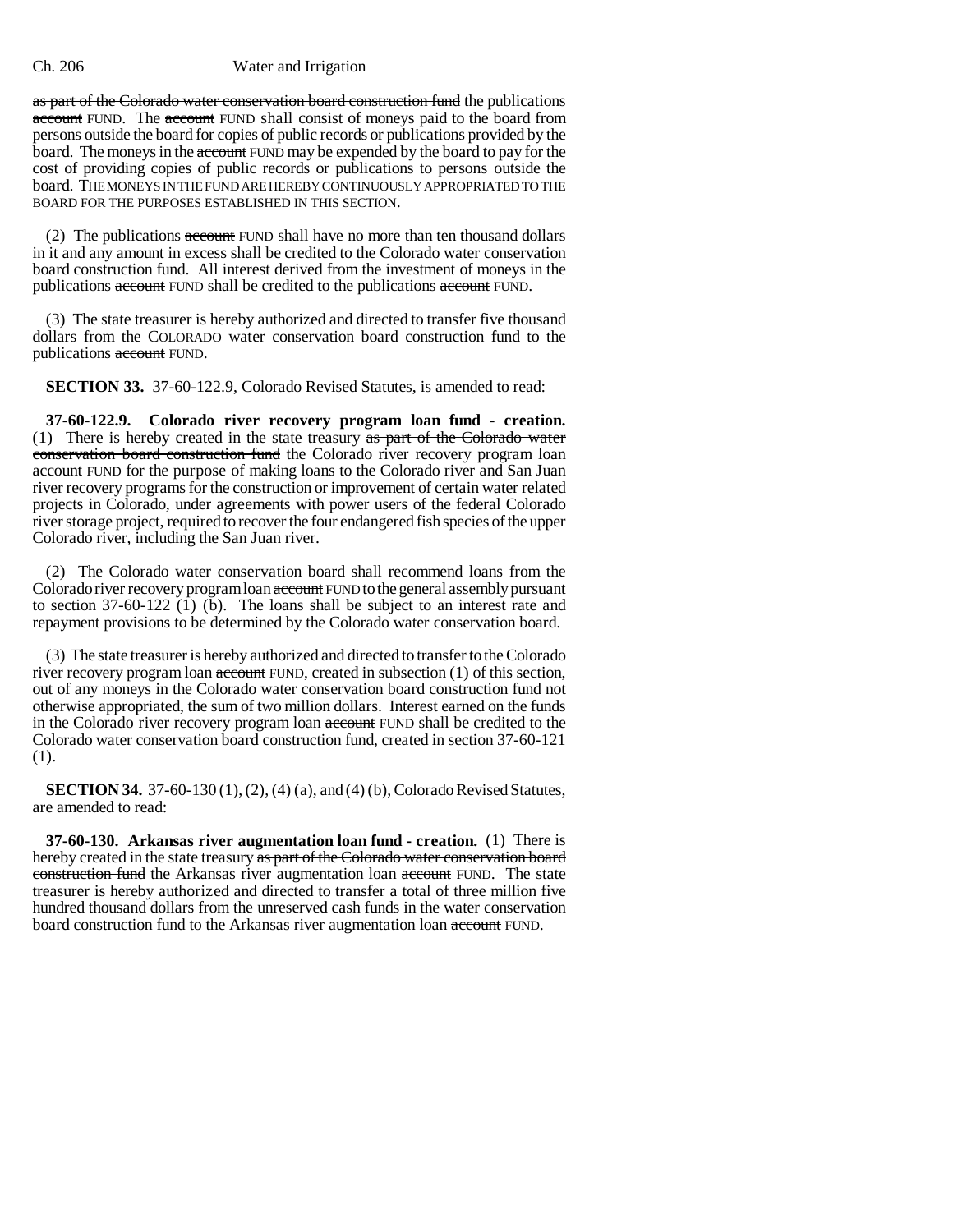as part of the Colorado water conservation board construction fund the publications account FUND. The account FUND shall consist of moneys paid to the board from persons outside the board for copies of public records or publications provided by the board. The moneys in the account FUND may be expended by the board to pay for the cost of providing copies of public records or publications to persons outside the board. THE MONEYS IN THE FUND ARE HEREBY CONTINUOUSLY APPROPRIATED TO THE BOARD FOR THE PURPOSES ESTABLISHED IN THIS SECTION.

(2) The publications account FUND shall have no more than ten thousand dollars in it and any amount in excess shall be credited to the Colorado water conservation board construction fund. All interest derived from the investment of moneys in the publications account FUND shall be credited to the publications account FUND.

(3) The state treasurer is hereby authorized and directed to transfer five thousand dollars from the COLORADO water conservation board construction fund to the publications account FUND.

**SECTION 33.** 37-60-122.9, Colorado Revised Statutes, is amended to read:

**37-60-122.9. Colorado river recovery program loan fund - creation.** (1) There is hereby created in the state treasury as part of the Colorado water conservation board construction fund the Colorado river recovery program loan account FUND for the purpose of making loans to the Colorado river and San Juan river recovery programs for the construction or improvement of certain water related projects in Colorado, under agreements with power users of the federal Colorado river storage project, required to recover the four endangered fish species of the upper Colorado river, including the San Juan river.

(2) The Colorado water conservation board shall recommend loans from the Colorado river recovery program loan account FUND to the general assembly pursuant to section 37-60-122 (1) (b). The loans shall be subject to an interest rate and repayment provisions to be determined by the Colorado water conservation board.

(3) The state treasurer is hereby authorized and directed to transfer to the Colorado river recovery program loan account FUND, created in subsection (1) of this section, out of any moneys in the Colorado water conservation board construction fund not otherwise appropriated, the sum of two million dollars. Interest earned on the funds in the Colorado river recovery program loan account FUND shall be credited to the Colorado water conservation board construction fund, created in section 37-60-121 (1).

**SECTION 34.** 37-60-130 (1), (2), (4) (a), and (4) (b), Colorado Revised Statutes, are amended to read:

**37-60-130. Arkansas river augmentation loan fund - creation.** (1) There is hereby created in the state treasury as part of the Colorado water conservation board construction fund the Arkansas river augmentation loan account FUND. The state treasurer is hereby authorized and directed to transfer a total of three million five hundred thousand dollars from the unreserved cash funds in the water conservation board construction fund to the Arkansas river augmentation loan account FUND.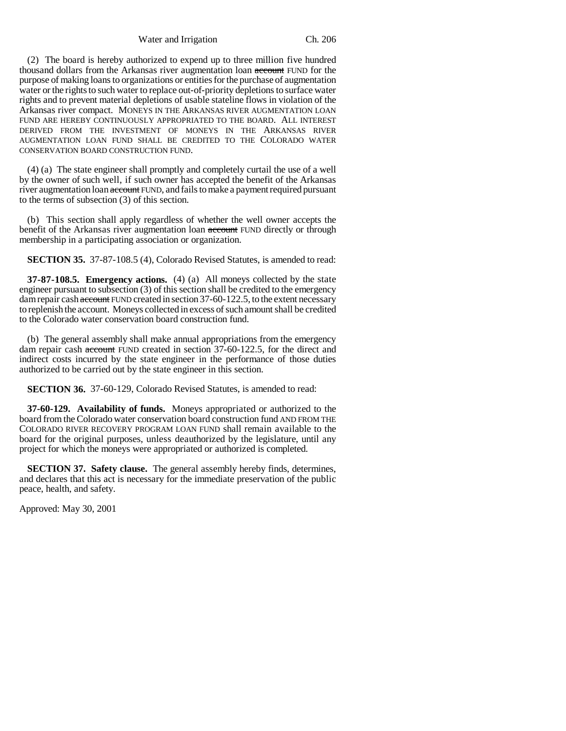(2) The board is hereby authorized to expend up to three million five hundred thousand dollars from the Arkansas river augmentation loan ~~account~~ FUND for the purpose of making loans to organizations or entities for the purchase of augmentation water or the rights to such water to replace out-of-priority depletions to surface water rights and to prevent material depletions of usable stateline flows in violation of the Arkansas river compact. MONEYS IN THE ARKANSAS RIVER AUGMENTATION LOAN FUND ARE HEREBY CONTINUOUSLY APPROPRIATED TO THE BOARD. ALL INTEREST DERIVED FROM THE INVESTMENT OF MONEYS IN THE ARKANSAS RIVER AUGMENTATION LOAN FUND SHALL BE CREDITED TO THE COLORADO WATER CONSERVATION BOARD CONSTRUCTION FUND.

(4) (a) The state engineer shall promptly and completely curtail the use of a well by the owner of such well, if such owner has accepted the benefit of the Arkansas river augmentation loan ~~account~~ FUND, and fails to make a payment required pursuant to the terms of subsection (3) of this section.

(b) This section shall apply regardless of whether the well owner accepts the benefit of the Arkansas river augmentation loan ~~account~~ FUND directly or through membership in a participating association or organization.

**SECTION 35.** 37-87-108.5 (4), Colorado Revised Statutes, is amended to read:

**37-87-108.5. Emergency actions.** (4) (a) All moneys collected by the state engineer pursuant to subsection (3) of this section shall be credited to the emergency dam repair cash ~~account~~ FUND created in section 37-60-122.5, to the extent necessary to replenish the account. Moneys collected in excess of such amount shall be credited to the Colorado water conservation board construction fund.

(b) The general assembly shall make annual appropriations from the emergency dam repair cash ~~account~~ FUND created in section 37-60-122.5, for the direct and indirect costs incurred by the state engineer in the performance of those duties authorized to be carried out by the state engineer in this section.

**SECTION 36.** 37-60-129, Colorado Revised Statutes, is amended to read:

**37-60-129. Availability of funds.** Moneys appropriated or authorized to the board from the Colorado water conservation board construction fund AND FROM THE COLORADO RIVER RECOVERY PROGRAM LOAN FUND shall remain available to the board for the original purposes, unless deauthorized by the legislature, until any project for which the moneys were appropriated or authorized is completed.

**SECTION 37. Safety clause.** The general assembly hereby finds, determines, and declares that this act is necessary for the immediate preservation of the public peace, health, and safety.

Approved: May 30, 2001